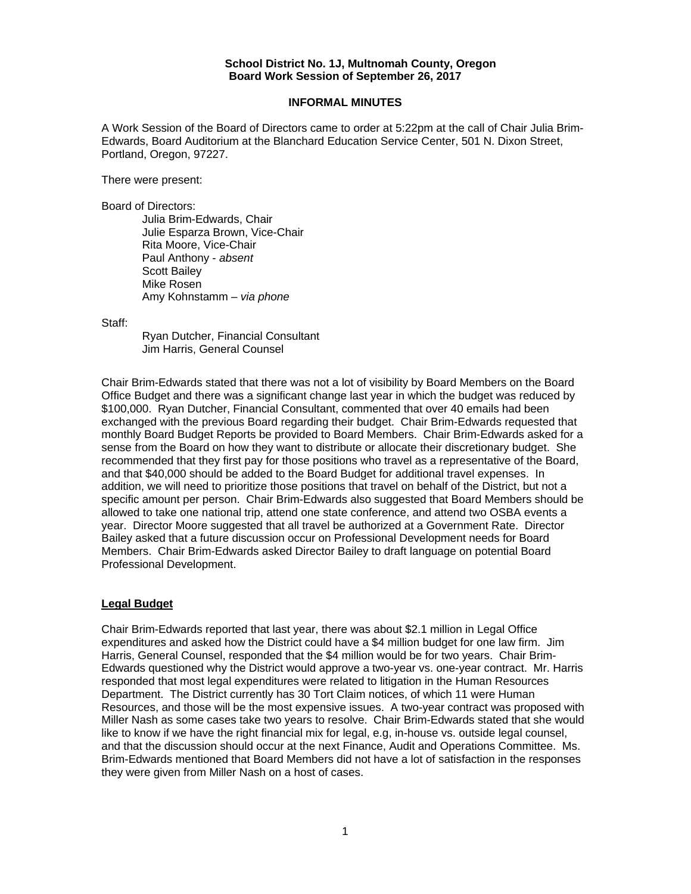**School District No. 1J, Multnomah County, Oregon**
**Board Work Session of September 26, 2017**

**INFORMAL MINUTES**

A Work Session of the Board of Directors came to order at 5:22pm at the call of Chair Julia Brim-Edwards, Board Auditorium at the Blanchard Education Service Center, 501 N. Dixon Street, Portland, Oregon, 97227.

There were present:

Board of Directors:

Julia Brim-Edwards, Chair
Julie Esparza Brown, Vice-Chair
Rita Moore, Vice-Chair
Paul Anthony - *absent*
Scott Bailey
Mike Rosen
Amy Kohnstamm – *via phone*

Staff:

Ryan Dutcher, Financial Consultant
Jim Harris, General Counsel

Chair Brim-Edwards stated that there was not a lot of visibility by Board Members on the Board Office Budget and there was a significant change last year in which the budget was reduced by $100,000. Ryan Dutcher, Financial Consultant, commented that over 40 emails had been exchanged with the previous Board regarding their budget. Chair Brim-Edwards requested that monthly Board Budget Reports be provided to Board Members. Chair Brim-Edwards asked for a sense from the Board on how they want to distribute or allocate their discretionary budget. She recommended that they first pay for those positions who travel as a representative of the Board, and that $40,000 should be added to the Board Budget for additional travel expenses. In addition, we will need to prioritize those positions that travel on behalf of the District, but not a specific amount per person. Chair Brim-Edwards also suggested that Board Members should be allowed to take one national trip, attend one state conference, and attend two OSBA events a year. Director Moore suggested that all travel be authorized at a Government Rate. Director Bailey asked that a future discussion occur on Professional Development needs for Board Members. Chair Brim-Edwards asked Director Bailey to draft language on potential Board Professional Development.

## Legal Budget

Chair Brim-Edwards reported that last year, there was about $2.1 million in Legal Office expenditures and asked how the District could have a $4 million budget for one law firm. Jim Harris, General Counsel, responded that the $4 million would be for two years. Chair Brim-Edwards questioned why the District would approve a two-year vs. one-year contract. Mr. Harris responded that most legal expenditures were related to litigation in the Human Resources Department. The District currently has 30 Tort Claim notices, of which 11 were Human Resources, and those will be the most expensive issues. A two-year contract was proposed with Miller Nash as some cases take two years to resolve. Chair Brim-Edwards stated that she would like to know if we have the right financial mix for legal, e.g, in-house vs. outside legal counsel, and that the discussion should occur at the next Finance, Audit and Operations Committee. Ms. Brim-Edwards mentioned that Board Members did not have a lot of satisfaction in the responses they were given from Miller Nash on a host of cases.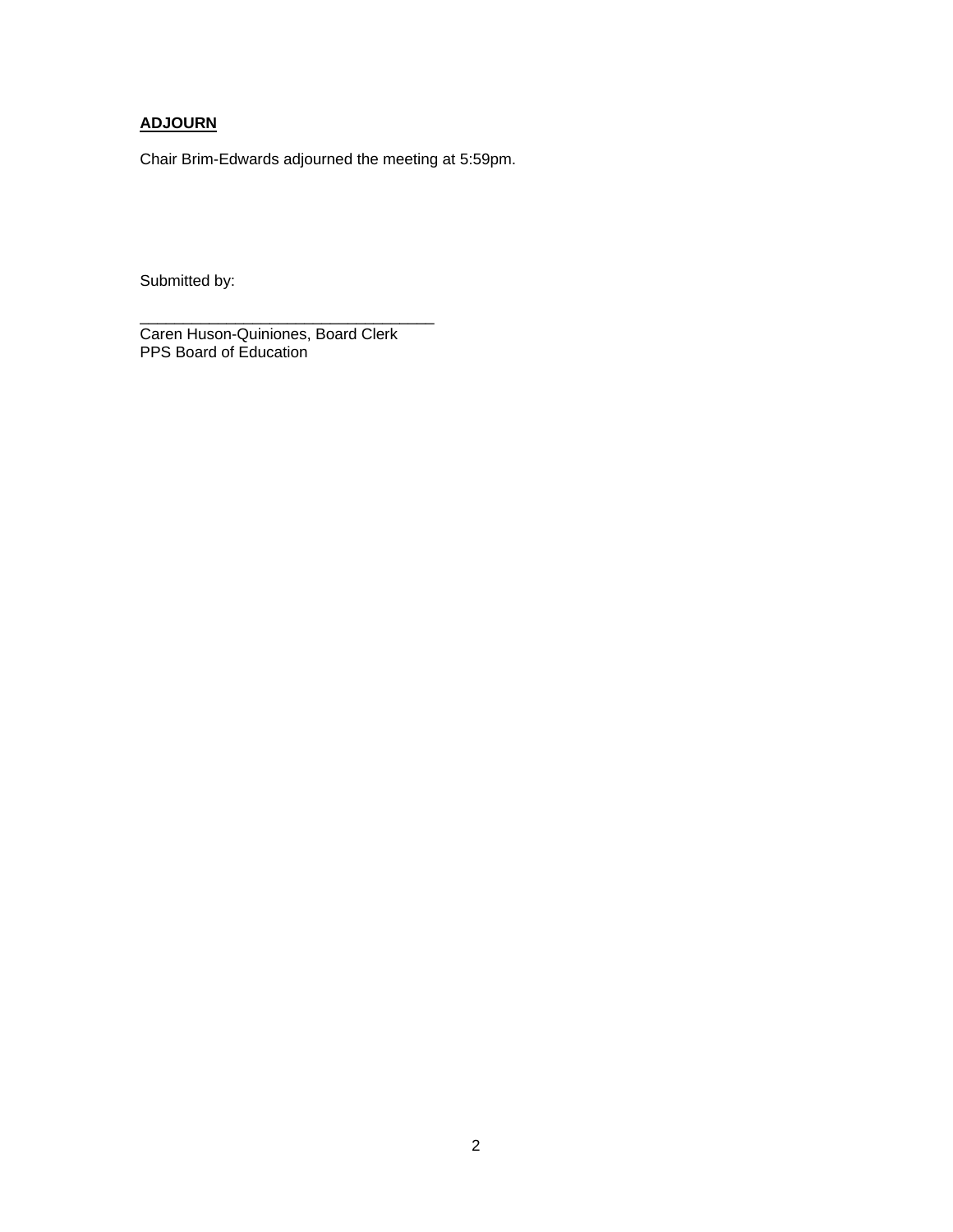**ADJOURN**

Chair Brim-Edwards adjourned the meeting at 5:59pm.

Submitted by:

\_\_\_\_\_\_\_\_\_\_\_\_\_\_\_\_\_\_\_\_\_\_\_\_\_\_\_\_\_\_\_\_\_\_

Caren Huson-Quiniones, Board Clerk
PPS Board of Education